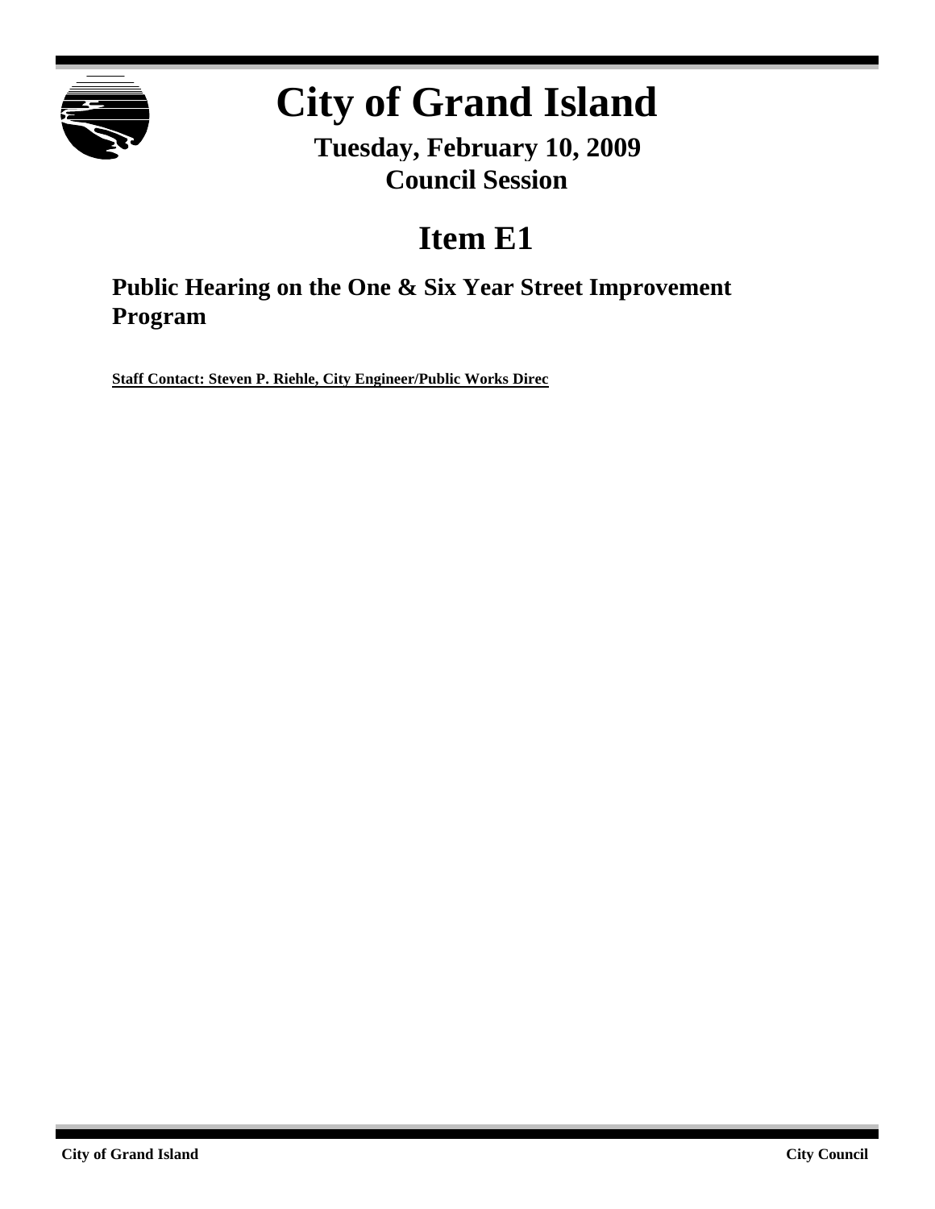# City of Grand Island

**Tuesday, February 10, 2009**
**Council Session**

## Item E1

### Public Hearing on the One & Six Year Street Improvement Program

**Staff Contact: Steven P. Riehle, City Engineer/Public Works Direc**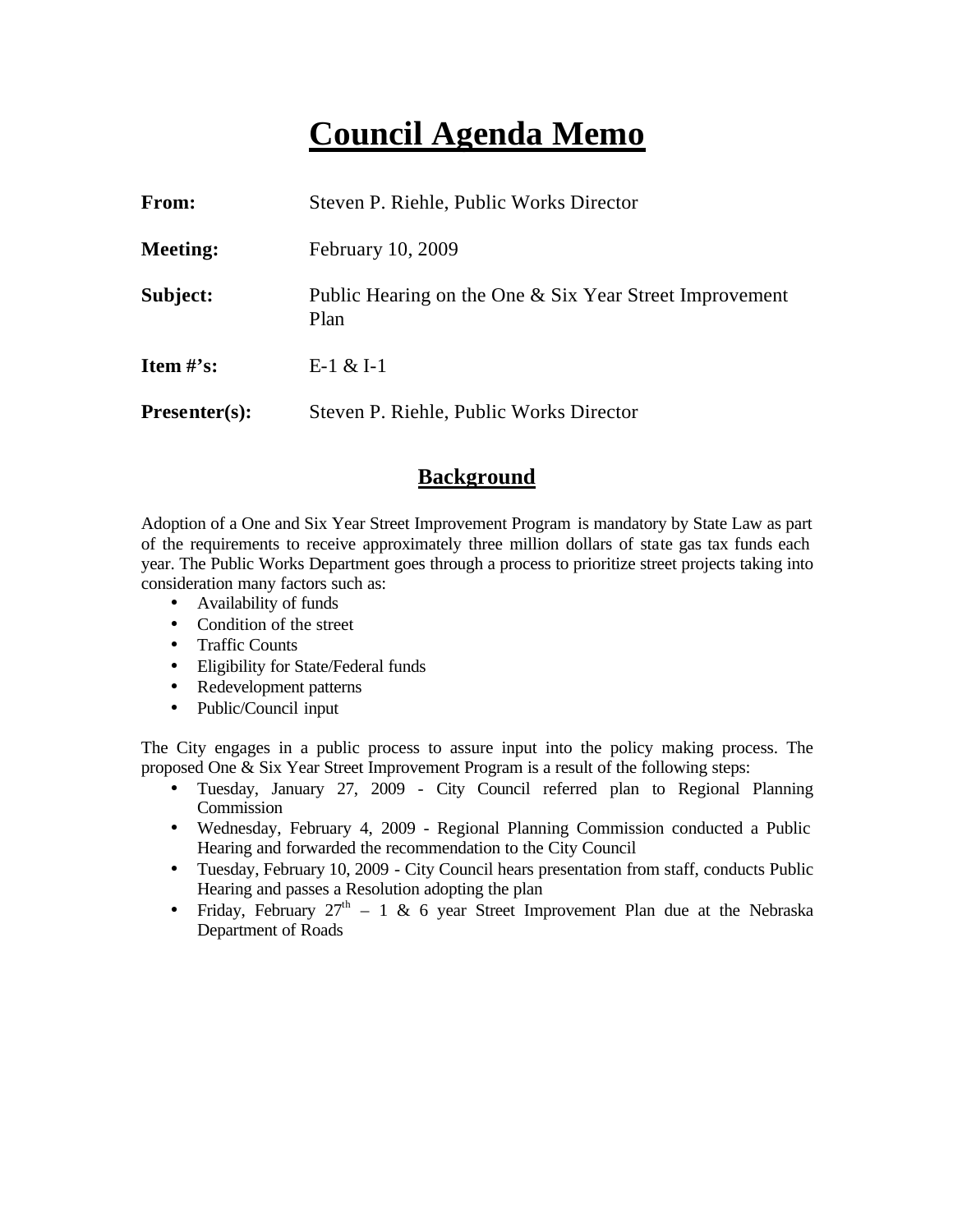# Council Agenda Memo

**From:** Steven P. Riehle, Public Works Director

**Meeting:** February 10, 2009

**Subject:** Public Hearing on the One & Six Year Street Improvement Plan

**Item #'s:** E-1 & I-1

**Presenter(s):** Steven P. Riehle, Public Works Director

## Background

Adoption of a One and Six Year Street Improvement Program is mandatory by State Law as part of the requirements to receive approximately three million dollars of state gas tax funds each year. The Public Works Department goes through a process to prioritize street projects taking into consideration many factors such as:

- Availability of funds
- Condition of the street
- Traffic Counts
- Eligibility for State/Federal funds
- Redevelopment patterns
- Public/Council input

The City engages in a public process to assure input into the policy making process. The proposed One & Six Year Street Improvement Program is a result of the following steps:

- Tuesday, January 27, 2009 - City Council referred plan to Regional Planning Commission
- Wednesday, February 4, 2009 - Regional Planning Commission conducted a Public Hearing and forwarded the recommendation to the City Council
- Tuesday, February 10, 2009 - City Council hears presentation from staff, conducts Public Hearing and passes a Resolution adopting the plan
- Friday, February 27th – 1 & 6 year Street Improvement Plan due at the Nebraska Department of Roads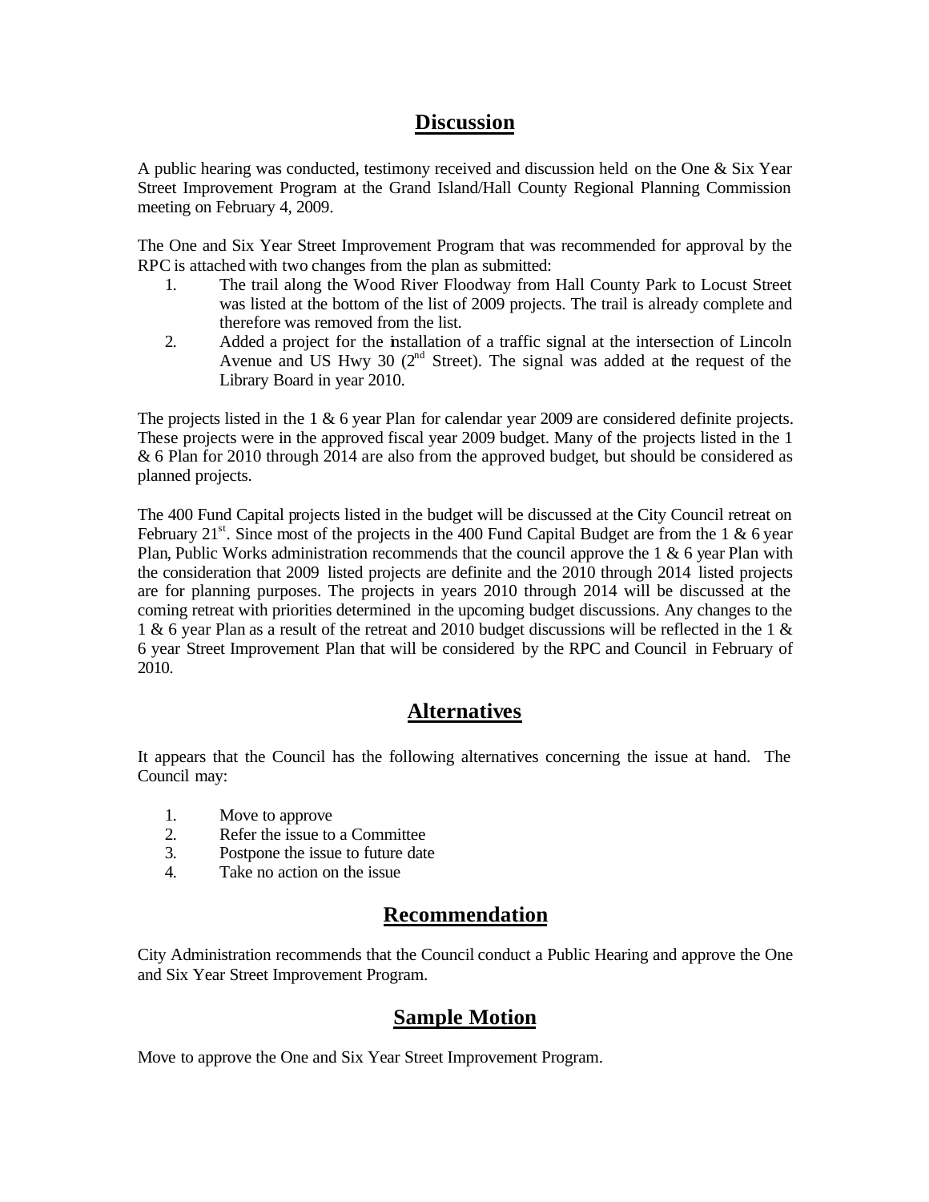## Discussion

A public hearing was conducted, testimony received and discussion held on the One & Six Year Street Improvement Program at the Grand Island/Hall County Regional Planning Commission meeting on February 4, 2009.

The One and Six Year Street Improvement Program that was recommended for approval by the RPC is attached with two changes from the plan as submitted:

1. The trail along the Wood River Floodway from Hall County Park to Locust Street was listed at the bottom of the list of 2009 projects. The trail is already complete and therefore was removed from the list.
2. Added a project for the installation of a traffic signal at the intersection of Lincoln Avenue and US Hwy 30 (2nd Street). The signal was added at the request of the Library Board in year 2010.

The projects listed in the 1 & 6 year Plan for calendar year 2009 are considered definite projects. These projects were in the approved fiscal year 2009 budget. Many of the projects listed in the 1 & 6 Plan for 2010 through 2014 are also from the approved budget, but should be considered as planned projects.

The 400 Fund Capital projects listed in the budget will be discussed at the City Council retreat on February 21st. Since most of the projects in the 400 Fund Capital Budget are from the 1 & 6 year Plan, Public Works administration recommends that the council approve the 1 & 6 year Plan with the consideration that 2009 listed projects are definite and the 2010 through 2014 listed projects are for planning purposes. The projects in years 2010 through 2014 will be discussed at the coming retreat with priorities determined in the upcoming budget discussions. Any changes to the 1 & 6 year Plan as a result of the retreat and 2010 budget discussions will be reflected in the 1 & 6 year Street Improvement Plan that will be considered by the RPC and Council in February of 2010.

## Alternatives

It appears that the Council has the following alternatives concerning the issue at hand. The Council may:

1. Move to approve
2. Refer the issue to a Committee
3. Postpone the issue to future date
4. Take no action on the issue

## Recommendation

City Administration recommends that the Council conduct a Public Hearing and approve the One and Six Year Street Improvement Program.

## Sample Motion

Move to approve the One and Six Year Street Improvement Program.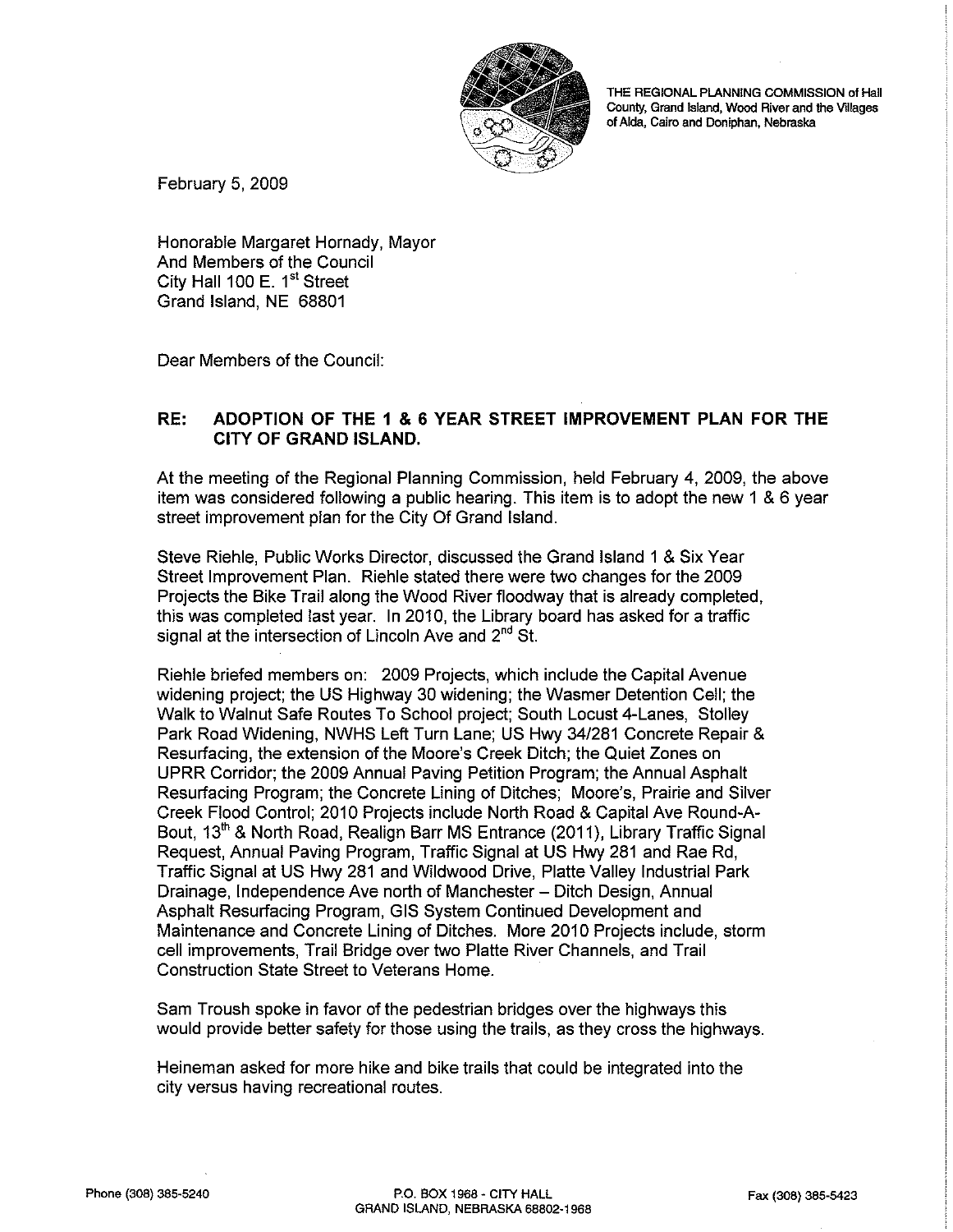THE REGIONAL PLANNING COMMISSION of Hall County, Grand Island, Wood River and the Villages of Alda, Cairo and Doniphan, Nebraska

February 5, 2009

Honorable Margaret Hornady, Mayor
And Members of the Council
City Hall 100 E. 1st Street
Grand Island, NE 68801

Dear Members of the Council:

**RE: ADOPTION OF THE 1 & 6 YEAR STREET IMPROVEMENT PLAN FOR THE CITY OF GRAND ISLAND.**

At the meeting of the Regional Planning Commission, held February 4, 2009, the above item was considered following a public hearing. This item is to adopt the new 1 & 6 year street improvement plan for the City Of Grand Island.

Steve Riehle, Public Works Director, discussed the Grand Island 1 & Six Year Street Improvement Plan. Riehle stated there were two changes for the 2009 Projects the Bike Trail along the Wood River floodway that is already completed, this was completed last year. In 2010, the Library board has asked for a traffic signal at the intersection of Lincoln Ave and 2nd St.

Riehle briefed members on: 2009 Projects, which include the Capital Avenue widening project; the US Highway 30 widening; the Wasmer Detention Cell; the Walk to Walnut Safe Routes To School project; South Locust 4-Lanes, Stolley Park Road Widening, NWHS Left Turn Lane; US Hwy 34/281 Concrete Repair & Resurfacing, the extension of the Moore's Creek Ditch; the Quiet Zones on UPRR Corridor; the 2009 Annual Paving Petition Program; the Annual Asphalt Resurfacing Program; the Concrete Lining of Ditches; Moore's, Prairie and Silver Creek Flood Control; 2010 Projects include North Road & Capital Ave Round-A-Bout, 13th & North Road, Realign Barr MS Entrance (2011), Library Traffic Signal Request, Annual Paving Program, Traffic Signal at US Hwy 281 and Rae Rd, Traffic Signal at US Hwy 281 and Wildwood Drive, Platte Valley Industrial Park Drainage, Independence Ave north of Manchester – Ditch Design, Annual Asphalt Resurfacing Program, GIS System Continued Development and Maintenance and Concrete Lining of Ditches. More 2010 Projects include, storm cell improvements, Trail Bridge over two Platte River Channels, and Trail Construction State Street to Veterans Home.

Sam Troush spoke in favor of the pedestrian bridges over the highways this would provide better safety for those using the trails, as they cross the highways.

Heineman asked for more hike and bike trails that could be integrated into the city versus having recreational routes.

Phone (308) 385-5240 P.O. BOX 1968 - CITY HALL GRAND ISLAND, NEBRASKA 68802-1968 Fax (308) 385-5423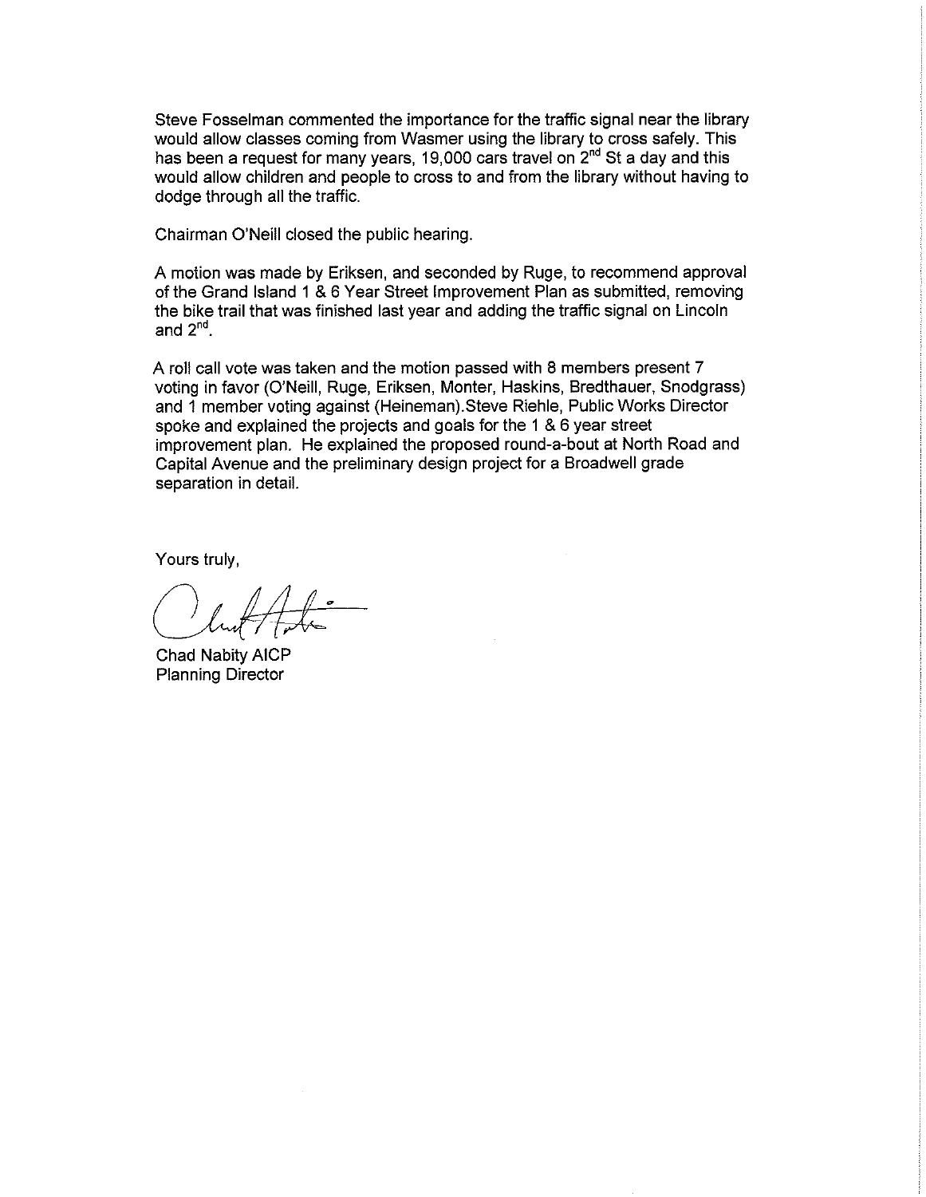Steve Fosselman commented the importance for the traffic signal near the library would allow classes coming from Wasmer using the library to cross safely. This has been a request for many years, 19,000 cars travel on 2nd St a day and this would allow children and people to cross to and from the library without having to dodge through all the traffic.

Chairman O'Neill closed the public hearing.

A motion was made by Eriksen, and seconded by Ruge, to recommend approval of the Grand Island 1 & 6 Year Street Improvement Plan as submitted, removing the bike trail that was finished last year and adding the traffic signal on Lincoln and 2nd.

A roll call vote was taken and the motion passed with 8 members present 7 voting in favor (O'Neill, Ruge, Eriksen, Monter, Haskins, Bredthauer, Snodgrass) and 1 member voting against (Heineman).Steve Riehle, Public Works Director spoke and explained the projects and goals for the 1 & 6 year street improvement plan. He explained the proposed round-a-bout at North Road and Capital Avenue and the preliminary design project for a Broadwell grade separation in detail.

Yours truly,

Chad Nabity AICP
Planning Director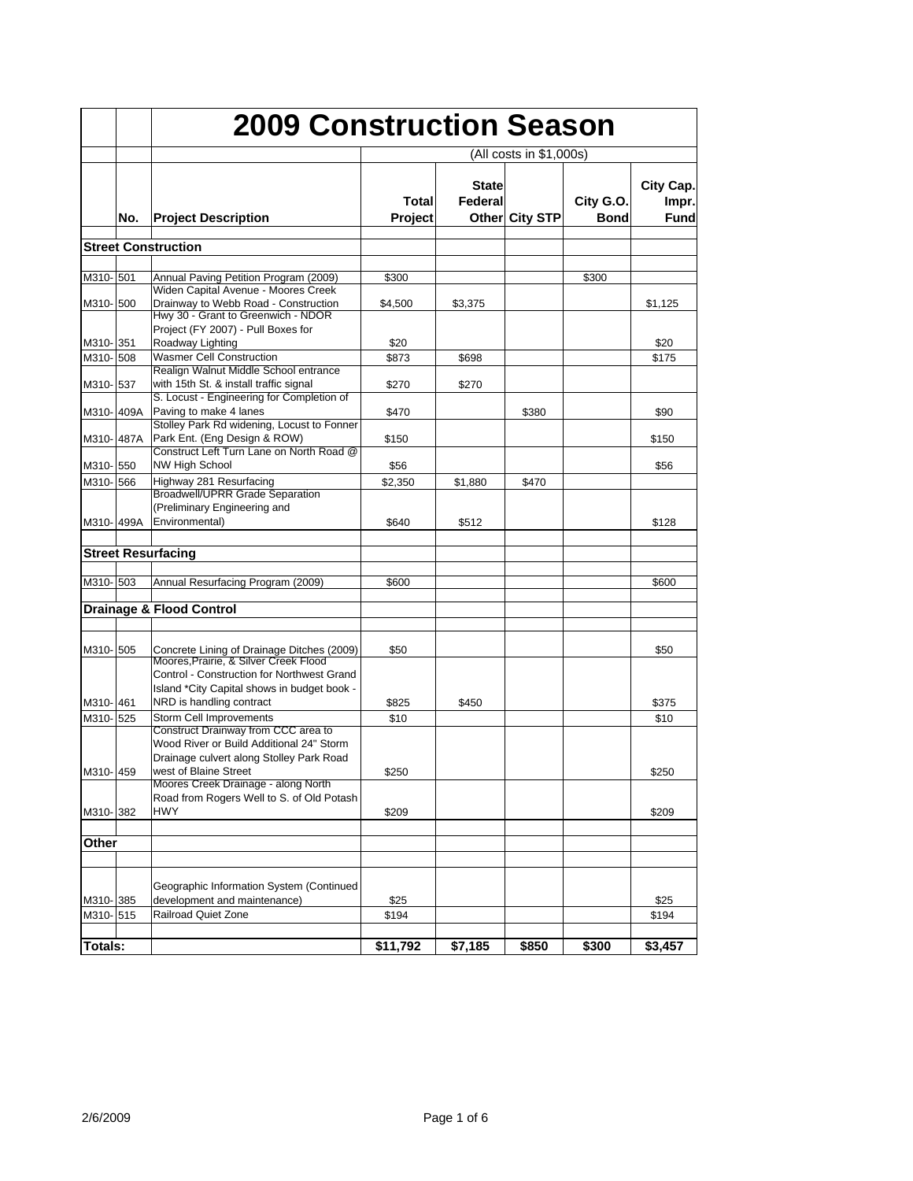# 2009 Construction Season

(All costs in $1,000s)

| | No. | Project Description | Total Project | State Federal Other | City STP | City G.O. Bond | City Cap. Impr. Fund |
|---|---|---|---|---|---|---|---|
| **Street Construction** | | | | | | | |
| M310- | 501 | Annual Paving Petition Program (2009) | $300 | | | $300 | |
| M310- | 500 | Widen Capital Avenue - Moores Creek Drainway to Webb Road - Construction | $4,500 | $3,375 | | | $1,125 |
| M310- | 351 | Hwy 30 - Grant to Greenwich - NDOR Project (FY 2007) - Pull Boxes for Roadway Lighting | $20 | | | | $20 |
| M310- | 508 | Wasmer Cell Construction | $873 | $698 | | | $175 |
| M310- | 537 | Realign Walnut Middle School entrance with 15th St. & install traffic signal | $270 | $270 | | | |
| M310- | 409A | S. Locust - Engineering for Completion of Paving to make 4 lanes | $470 | | $380 | | $90 |
| M310- | 487A | Stolley Park Rd widening, Locust to Fonner Park Ent. (Eng Design & ROW) | $150 | | | | $150 |
| M310- | 550 | Construct Left Turn Lane on North Road @ NW High School | $56 | | | | $56 |
| M310- | 566 | Highway 281 Resurfacing | $2,350 | $1,880 | $470 | | |
| M310- | 499A | Broadwell/UPRR Grade Separation (Preliminary Engineering and Environmental) | $640 | $512 | | | $128 |
| **Street Resurfacing** | | | | | | | |
| M310- | 503 | Annual Resurfacing Program (2009) | $600 | | | | $600 |
| **Drainage & Flood Control** | | | | | | | |
| M310- | 505 | Concrete Lining of Drainage Ditches (2009) | $50 | | | | $50 |
| M310- | 461 | Moores,Prairie, & Silver Creek Flood Control - Construction for Northwest Grand Island *City Capital shows in budget book - NRD is handling contract | $825 | $450 | | | $375 |
| M310- | 525 | Storm Cell Improvements | $10 | | | | $10 |
| M310- | 459 | Construct Drainway from CCC area to Wood River or Build Additional 24" Storm Drainage culvert along Stolley Park Road west of Blaine Street | $250 | | | | $250 |
| M310- | 382 | Moores Creek Drainage - along North Road from Rogers Well to S. of Old Potash HWY | $209 | | | | $209 |
| **Other** | | | | | | | |
| M310- | 385 | Geographic Information System (Continued development and maintenance) | $25 | | | | $25 |
| M310- | 515 | Railroad Quiet Zone | $194 | | | | $194 |
| **Totals:** | | | **$11,792** | **$7,185** | **$850** | **$300** | **$3,457** |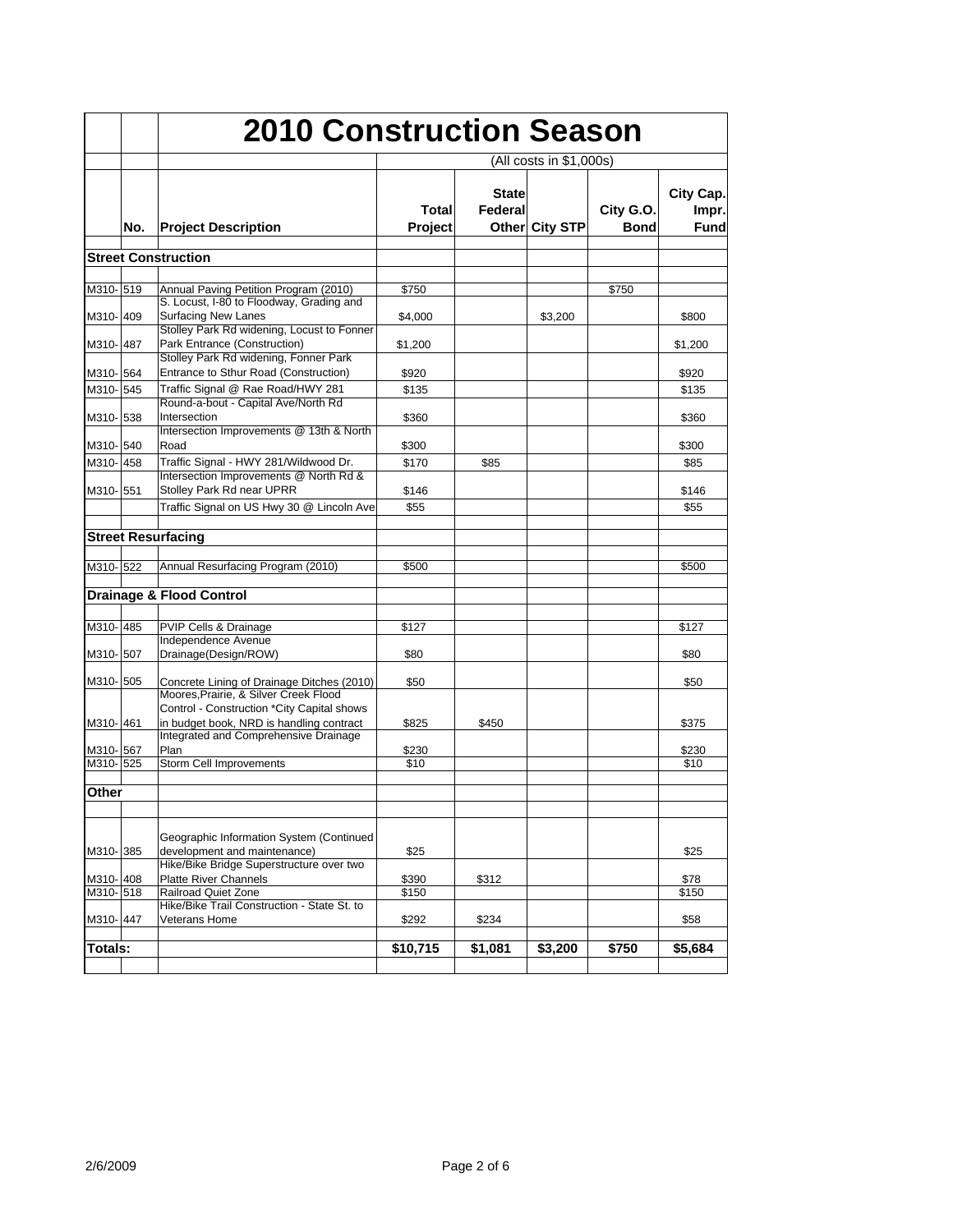# 2010 Construction Season

(All costs in $1,000s)

|  | No. | Project Description | Total Project | State Federal Other | City STP | City G.O. Bond | City Cap. Impr. Fund |
|---|---|---|---|---|---|---|---|
| **Street Construction** | | | | | | | |
| M310- | 519 | Annual Paving Petition Program (2010) | $750 | | | $750 | |
| M310- | 409 | S. Locust, I-80 to Floodway, Grading and Surfacing New Lanes | $4,000 | | $3,200 | | $800 |
| M310- | 487 | Stolley Park Rd widening, Locust to Fonner Park Entrance (Construction) | $1,200 | | | | $1,200 |
| M310- | 564 | Stolley Park Rd widening, Fonner Park Entrance to Sthur Road (Construction) | $920 | | | | $920 |
| M310- | 545 | Traffic Signal @ Rae Road/HWY 281 | $135 | | | | $135 |
| M310- | 538 | Round-a-bout - Capital Ave/North Rd Intersection | $360 | | | | $360 |
| M310- | 540 | Intersection Improvements @ 13th & North Road | $300 | | | | $300 |
| M310- | 458 | Traffic Signal - HWY 281/Wildwood Dr. | $170 | $85 | | | $85 |
| M310- | 551 | Intersection Improvements @ North Rd & Stolley Park Rd near UPRR | $146 | | | | $146 |
| | | Traffic Signal on US Hwy 30 @ Lincoln Ave | $55 | | | | $55 |
| **Street Resurfacing** | | | | | | | |
| M310- | 522 | Annual Resurfacing Program (2010) | $500 | | | | $500 |
| **Drainage & Flood Control** | | | | | | | |
| M310- | 485 | PVIP Cells & Drainage | $127 | | | | $127 |
| M310- | 507 | Independence Avenue Drainage(Design/ROW) | $80 | | | | $80 |
| M310- | 505 | Concrete Lining of Drainage Ditches (2010) | $50 | | | | $50 |
| M310- | 461 | Moores,Prairie, & Silver Creek Flood Control - Construction *City Capital shows in budget book, NRD is handling contract | $825 | $450 | | | $375 |
| M310- | 567 | Integrated and Comprehensive Drainage Plan | $230 | | | | $230 |
| M310- | 525 | Storm Cell Improvements | $10 | | | | $10 |
| **Other** | | | | | | | |
| M310- | 385 | Geographic Information System (Continued development and maintenance) | $25 | | | | $25 |
| M310- | 408 | Hike/Bike Bridge Superstructure over two Platte River Channels | $390 | $312 | | | $78 |
| M310- | 518 | Railroad Quiet Zone | $150 | | | | $150 |
| M310- | 447 | Hike/Bike Trail Construction - State St. to Veterans Home | $292 | $234 | | | $58 |
| **Totals:** | | | **$10,715** | **$1,081** | **$3,200** | **$750** | **$5,684** |

2/6/2009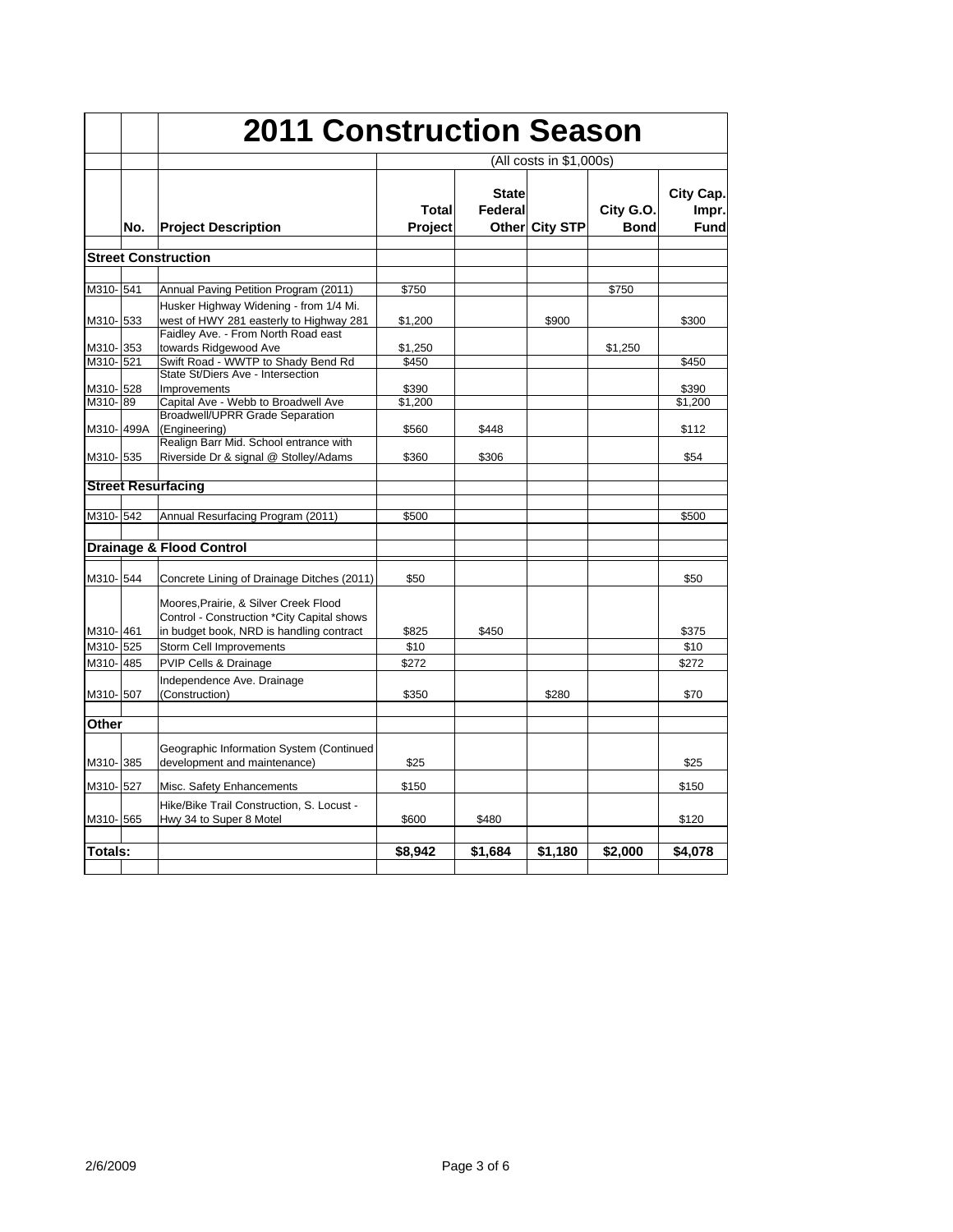# 2011 Construction Season

(All costs in $1,000s)

| | No. | Project Description | Total Project | State Federal Other | City STP | City G.O. Bond | City Cap. Impr. Fund |
|---|---|---|---|---|---|---|---|
| **Street Construction** | | | | | | | |
| M310- | 541 | Annual Paving Petition Program (2011) | $750 | | | $750 | |
| M310- | 533 | Husker Highway Widening - from 1/4 Mi. west of HWY 281 easterly to Highway 281 | $1,200 | | $900 | | $300 |
| M310- | 353 | Faidley Ave. - From North Road east towards Ridgewood Ave | $1,250 | | | $1,250 | |
| M310- | 521 | Swift Road - WWTP to Shady Bend Rd | $450 | | | | $450 |
| M310- | 528 | State St/Diers Ave - Intersection Improvements | $390 | | | | $390 |
| M310- | 89 | Capital Ave - Webb to Broadwell Ave | $1,200 | | | | $1,200 |
| M310- | 499A | Broadwell/UPRR Grade Separation (Engineering) | $560 | $448 | | | $112 |
| M310- | 535 | Realign Barr Mid. School entrance with Riverside Dr & signal @ Stolley/Adams | $360 | $306 | | | $54 |
| **Street Resurfacing** | | | | | | | |
| M310- | 542 | Annual Resurfacing Program (2011) | $500 | | | | $500 |
| **Drainage & Flood Control** | | | | | | | |
| M310- | 544 | Concrete Lining of Drainage Ditches (2011) | $50 | | | | $50 |
| M310- | 461 | Moores,Prairie, & Silver Creek Flood Control - Construction *City Capital shows in budget book, NRD is handling contract | $825 | $450 | | | $375 |
| M310- | 525 | Storm Cell Improvements | $10 | | | | $10 |
| M310- | 485 | PVIP Cells & Drainage | $272 | | | | $272 |
| M310- | 507 | Independence Ave. Drainage (Construction) | $350 | | $280 | | $70 |
| **Other** | | | | | | | |
| M310- | 385 | Geographic Information System (Continued development and maintenance) | $25 | | | | $25 |
| M310- | 527 | Misc. Safety Enhancements | $150 | | | | $150 |
| M310- | 565 | Hike/Bike Trail Construction, S. Locust - Hwy 34 to Super 8 Motel | $600 | $480 | | | $120 |
| **Totals:** | | | **$8,942** | **$1,684** | **$1,180** | **$2,000** | **$4,078** |

2/6/2009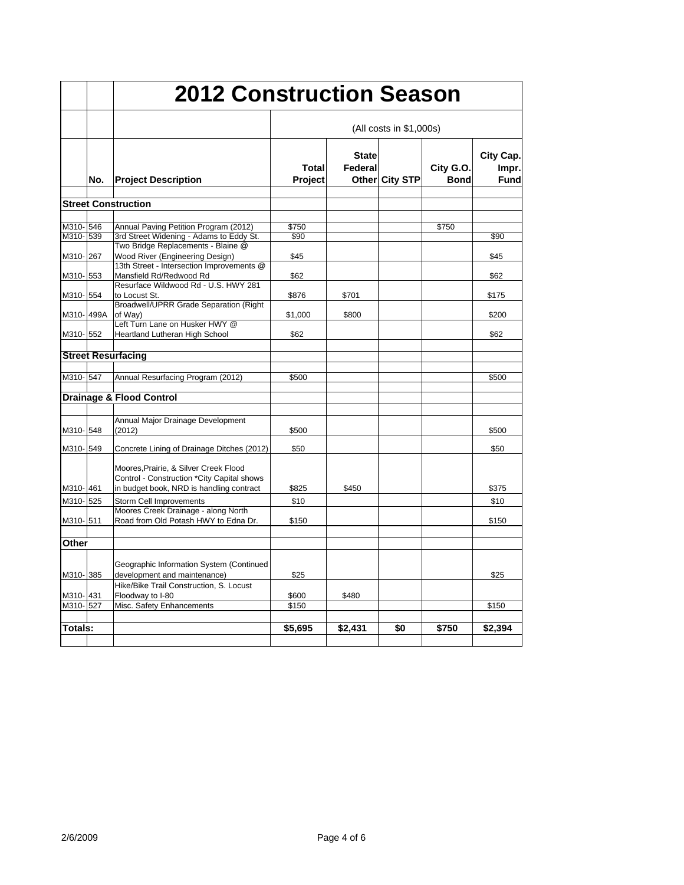# 2012 Construction Season

(All costs in $1,000s)

| | No. | Project Description | Total Project | State Federal Other | City STP | City G.O. Bond | City Cap. Impr. Fund |
|---|---|---|---|---|---|---|---|
| **Street Construction** | | | | | | | |
| M310- | 546 | Annual Paving Petition Program (2012) | $750 | | | $750 | |
| M310- | 539 | 3rd Street Widening - Adams to Eddy St. | $90 | | | | $90 |
| M310- | 267 | Two Bridge Replacements - Blaine @ Wood River (Engineering Design) | $45 | | | | $45 |
| M310- | 553 | 13th Street - Intersection Improvements @ Mansfield Rd/Redwood Rd | $62 | | | | $62 |
| M310- | 554 | Resurface Wildwood Rd - U.S. HWY 281 to Locust St. | $876 | $701 | | | $175 |
| M310- | 499A | Broadwell/UPRR Grade Separation (Right of Way) | $1,000 | $800 | | | $200 |
| M310- | 552 | Left Turn Lane on Husker HWY @ Heartland Lutheran High School | $62 | | | | $62 |
| **Street Resurfacing** | | | | | | | |
| M310- | 547 | Annual Resurfacing Program (2012) | $500 | | | | $500 |
| **Drainage & Flood Control** | | | | | | | |
| M310- | 548 | Annual Major Drainage Development (2012) | $500 | | | | $500 |
| M310- | 549 | Concrete Lining of Drainage Ditches (2012) | $50 | | | | $50 |
| M310- | 461 | Moores,Prairie, & Silver Creek Flood Control - Construction *City Capital shows in budget book, NRD is handling contract | $825 | $450 | | | $375 |
| M310- | 525 | Storm Cell Improvements | $10 | | | | $10 |
| M310- | 511 | Moores Creek Drainage - along North Road from Old Potash HWY to Edna Dr. | $150 | | | | $150 |
| **Other** | | | | | | | |
| M310- | 385 | Geographic Information System (Continued development and maintenance) | $25 | | | | $25 |
| M310- | 431 | Hike/Bike Trail Construction, S. Locust Floodway to I-80 | $600 | $480 | | | |
| M310- | 527 | Misc. Safety Enhancements | $150 | | | | $150 |
| **Totals:** | | | **$5,695** | **$2,431** | **$0** | **$750** | **$2,394** |

2/6/2009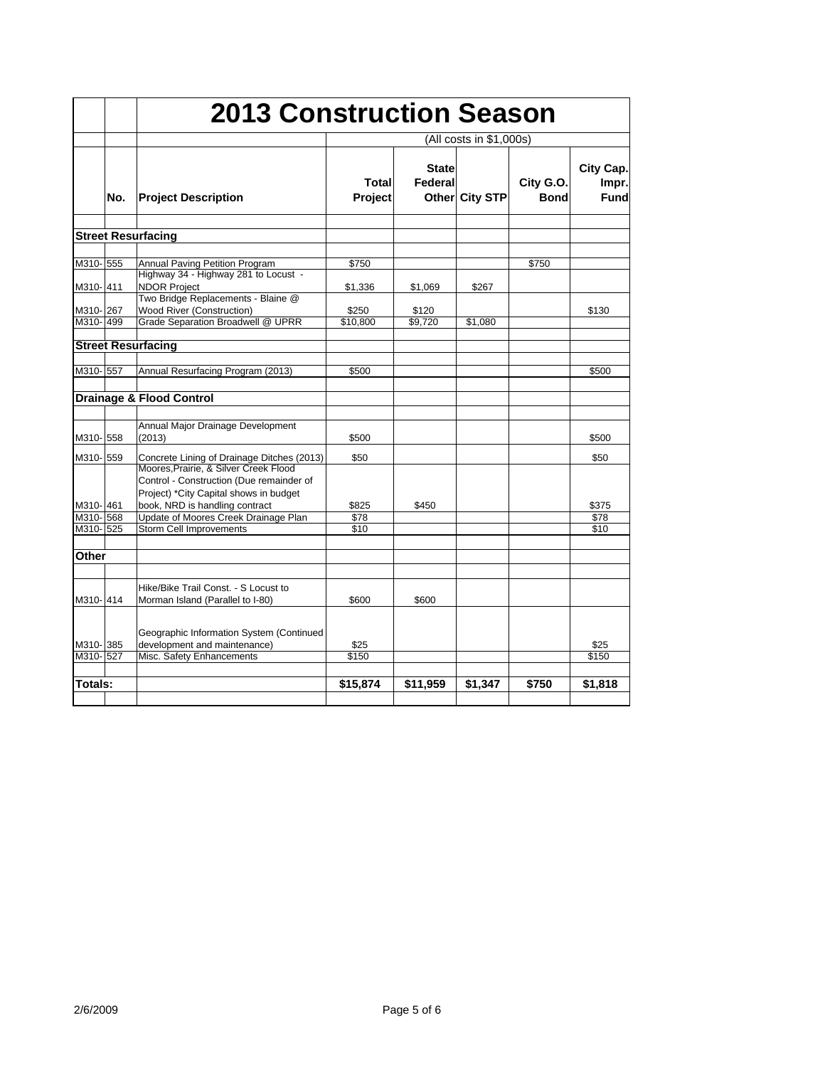# 2013 Construction Season

(All costs in $1,000s)

| | No. | Project Description | Total Project | State Federal Other | City STP | City G.O. Bond | City Cap. Impr. Fund |
|---|---|---|---|---|---|---|---|
| **Street Resurfacing** | | | | | | | |
| M310- | 555 | Annual Paving Petition Program | $750 | | | $750 | |
| M310- | 411 | Highway 34 - Highway 281 to Locust - NDOR Project | $1,336 | $1,069 | $267 | | |
| M310- | 267 | Two Bridge Replacements - Blaine @ Wood River (Construction) | $250 | $120 | | | $130 |
| M310- | 499 | Grade Separation Broadwell @ UPRR | $10,800 | $9,720 | $1,080 | | |
| **Street Resurfacing** | | | | | | | |
| M310- | 557 | Annual Resurfacing Program (2013) | $500 | | | | $500 |
| **Drainage & Flood Control** | | | | | | | |
| M310- | 558 | Annual Major Drainage Development (2013) | $500 | | | | $500 |
| M310- | 559 | Concrete Lining of Drainage Ditches (2013) | $50 | | | | $50 |
| M310- | 461 | Moores,Prairie, & Silver Creek Flood Control - Construction (Due remainder of Project) *City Capital shows in budget book, NRD is handling contract | $825 | $450 | | | $375 |
| M310- | 568 | Update of Moores Creek Drainage Plan | $78 | | | | $78 |
| M310- | 525 | Storm Cell Improvements | $10 | | | | $10 |
| **Other** | | | | | | | |
| M310- | 414 | Hike/Bike Trail Const. - S Locust to Morman Island (Parallel to I-80) | $600 | $600 | | | |
| M310- | 385 | Geographic Information System (Continued development and maintenance) | $25 | | | | $25 |
| M310- | 527 | Misc. Safety Enhancements | $150 | | | | $150 |
| **Totals:** | | | **$15,874** | **$11,959** | **$1,347** | **$750** | **$1,818** |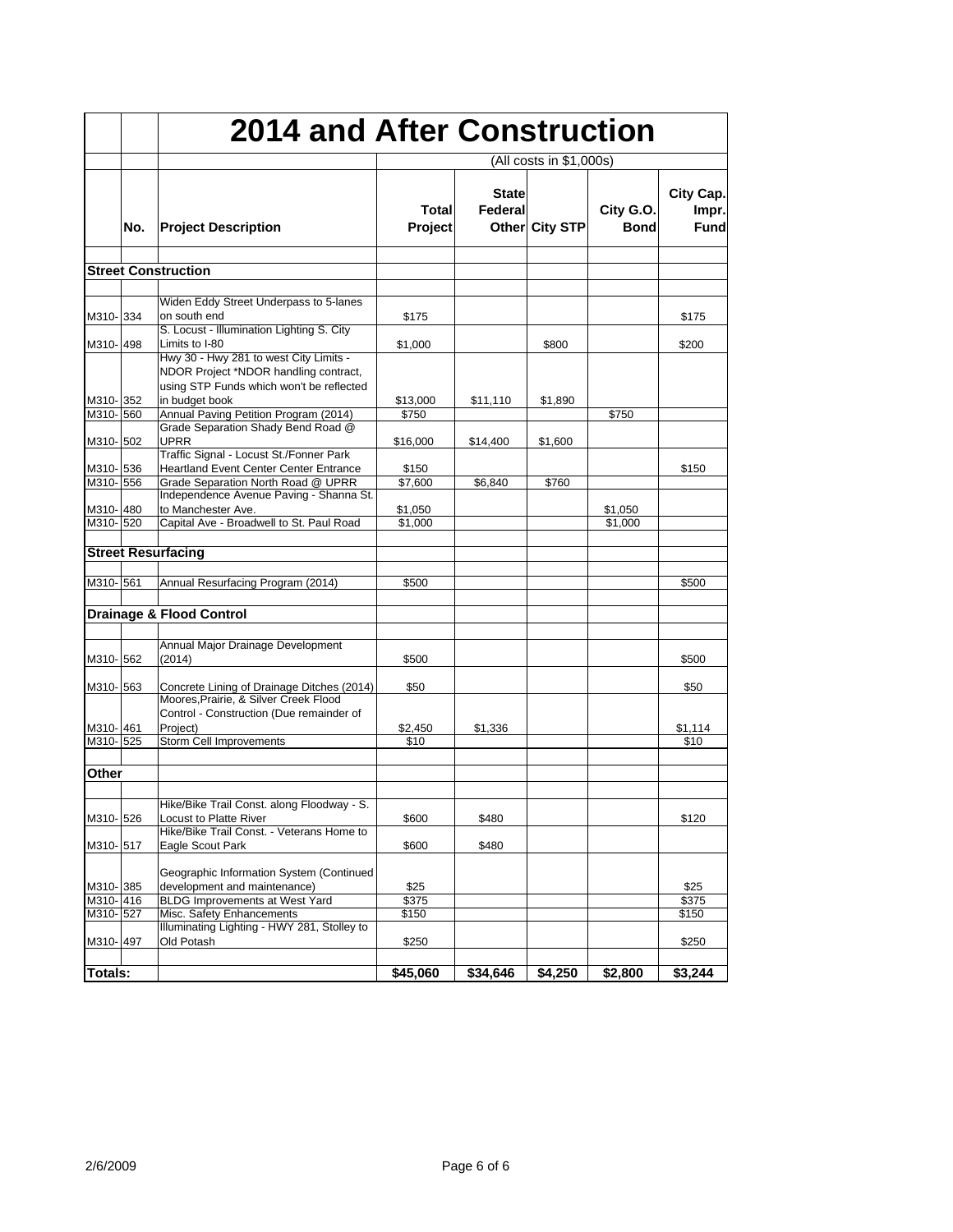# 2014 and After Construction

(All costs in $1,000s)

| | No. | Project Description | Total Project | State Federal Other | City STP | City G.O. Bond | City Cap. Impr. Fund |
|---|---|---|---|---|---|---|---|
| **Street Construction** | | | | | | | |
| M310- | 334 | Widen Eddy Street Underpass to 5-lanes on south end | $175 | | | | $175 |
| M310- | 498 | S. Locust - Illumination Lighting S. City Limits to I-80 | $1,000 | | $800 | | $200 |
| M310- | 352 | Hwy 30 - Hwy 281 to west City Limits - NDOR Project *NDOR handling contract, using STP Funds which won't be reflected in budget book | $13,000 | $11,110 | $1,890 | | |
| M310- | 560 | Annual Paving Petition Program (2014) | $750 | | | $750 | |
| M310- | 502 | Grade Separation Shady Bend Road @ UPRR | $16,000 | $14,400 | $1,600 | | |
| M310- | 536 | Traffic Signal - Locust St./Fonner Park Heartland Event Center Center Entrance | $150 | | | | $150 |
| M310- | 556 | Grade Separation North Road @ UPRR | $7,600 | $6,840 | $760 | | |
| M310- | 480 | Independence Avenue Paving - Shanna St. to Manchester Ave. | $1,050 | | | $1,050 | |
| M310- | 520 | Capital Ave - Broadwell to St. Paul Road | $1,000 | | | $1,000 | |
| **Street Resurfacing** | | | | | | | |
| M310- | 561 | Annual Resurfacing Program (2014) | $500 | | | | $500 |
| **Drainage & Flood Control** | | | | | | | |
| M310- | 562 | Annual Major Drainage Development (2014) | $500 | | | | $500 |
| M310- | 563 | Concrete Lining of Drainage Ditches (2014) | $50 | | | | $50 |
| M310- | 461 | Moores,Prairie, & Silver Creek Flood Control - Construction (Due remainder of Project) | $2,450 | $1,336 | | | $1,114 |
| M310- | 525 | Storm Cell Improvements | $10 | | | | $10 |
| **Other** | | | | | | | |
| M310- | 526 | Hike/Bike Trail Const. along Floodway - S. Locust to Platte River | $600 | $480 | | | $120 |
| M310- | 517 | Hike/Bike Trail Const. - Veterans Home to Eagle Scout Park | $600 | $480 | | | |
| M310- | 385 | Geographic Information System (Continued development and maintenance) | $25 | | | | $25 |
| M310- | 416 | BLDG Improvements at West Yard | $375 | | | | $375 |
| M310- | 527 | Misc. Safety Enhancements | $150 | | | | $150 |
| M310- | 497 | Illuminating Lighting - HWY 281, Stolley to Old Potash | $250 | | | | $250 |
| **Totals:** | | | **$45,060** | **$34,646** | **$4,250** | **$2,800** | **$3,244** |

2/6/2009